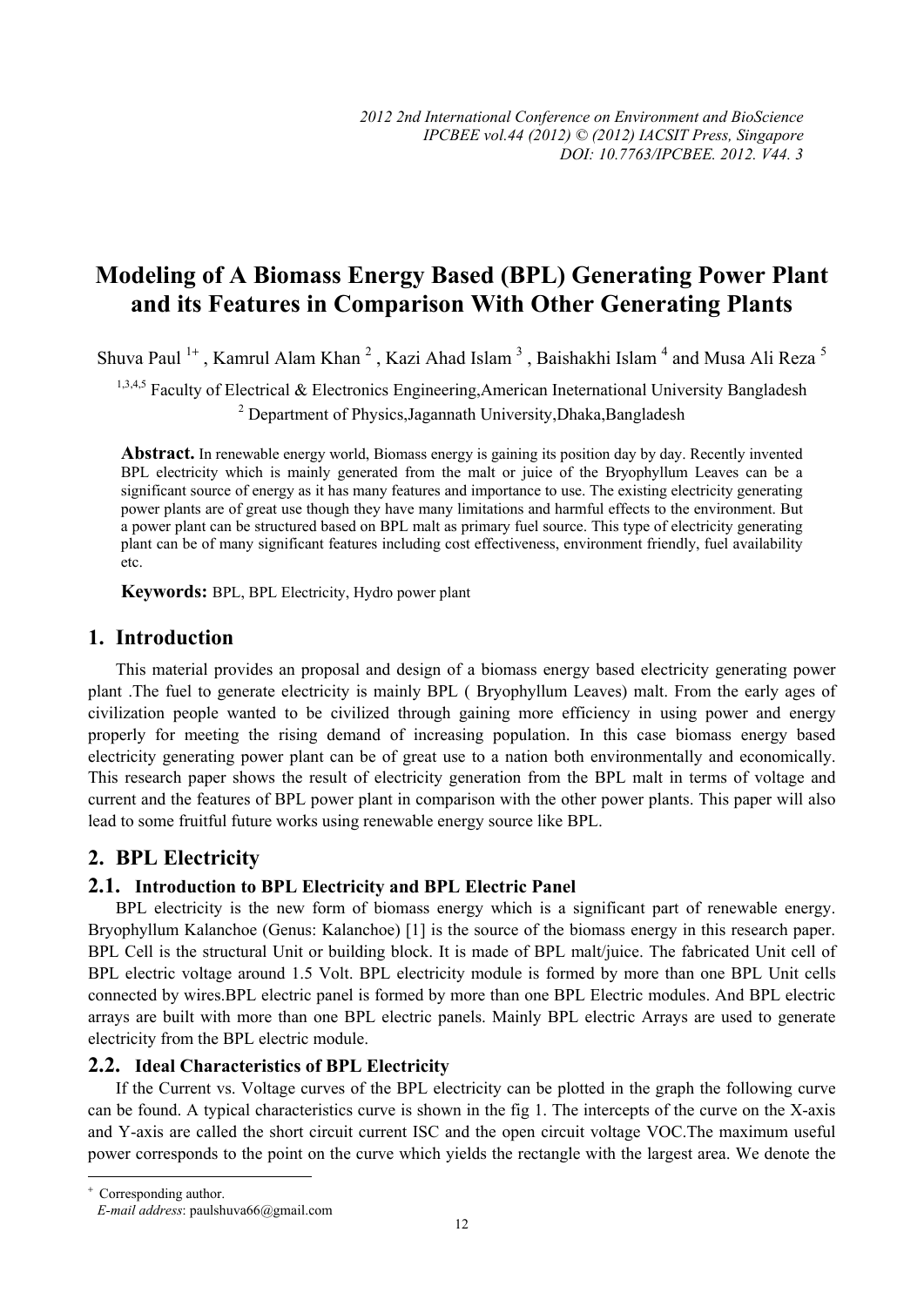# Modeling of A Biomass Energy Based (BPL) Generating Power Plant and its Features in Comparison With Other Generating Plants

Shuva Paul [1+] , Kamrul Alam Khan [2] , Kazi Ahad Islam [3] , Baishakhi Islam [4] and Musa Ali Reza [5]

[1,3,4,5] Faculty of Electrical & Electronics Engineering,American Ineternational University Bangladesh

[2] Department of Physics,Jagannath University,Dhaka,Bangladesh

**Abstract.** In renewable energy world, Biomass energy is gaining its position day by day. Recently invented BPL electricity which is mainly generated from the malt or juice of the Bryophyllum Leaves can be a significant source of energy as it has many features and importance to use. The existing electricity generating power plants are of great use though they have many limitations and harmful effects to the environment. But a power plant can be structured based on BPL malt as primary fuel source. This type of electricity generating plant can be of many significant features including cost effectiveness, environment friendly, fuel availability etc.

**Keywords:** BPL, BPL Electricity, Hydro power plant

## 1. Introduction

This material provides an proposal and design of a biomass energy based electricity generating power plant .The fuel to generate electricity is mainly BPL ( Bryophyllum Leaves) malt. From the early ages of civilization people wanted to be civilized through gaining more efficiency in using power and energy properly for meeting the rising demand of increasing population. In this case biomass energy based electricity generating power plant can be of great use to a nation both environmentally and economically. This research paper shows the result of electricity generation from the BPL malt in terms of voltage and current and the features of BPL power plant in comparison with the other power plants. This paper will also lead to some fruitful future works using renewable energy source like BPL.

## 2. BPL Electricity

### 2.1. Introduction to BPL Electricity and BPL Electric Panel

BPL electricity is the new form of biomass energy which is a significant part of renewable energy. Bryophyllum Kalanchoe (Genus: Kalanchoe) [1] is the source of the biomass energy in this research paper. BPL Cell is the structural Unit or building block. It is made of BPL malt/juice. The fabricated Unit cell of BPL electric voltage around 1.5 Volt. BPL electricity module is formed by more than one BPL Unit cells connected by wires.BPL electric panel is formed by more than one BPL Electric modules. And BPL electric arrays are built with more than one BPL electric panels. Mainly BPL electric Arrays are used to generate electricity from the BPL electric module.

### 2.2. Ideal Characteristics of BPL Electricity

If the Current vs. Voltage curves of the BPL electricity can be plotted in the graph the following curve can be found. A typical characteristics curve is shown in the fig 1. The intercepts of the curve on the X-axis and Y-axis are called the short circuit current ISC and the open circuit voltage VOC.The maximum useful power corresponds to the point on the curve which yields the rectangle with the largest area. We denote the

---

[+] Corresponding author.
*E-mail address*: paulshuva66@gmail.com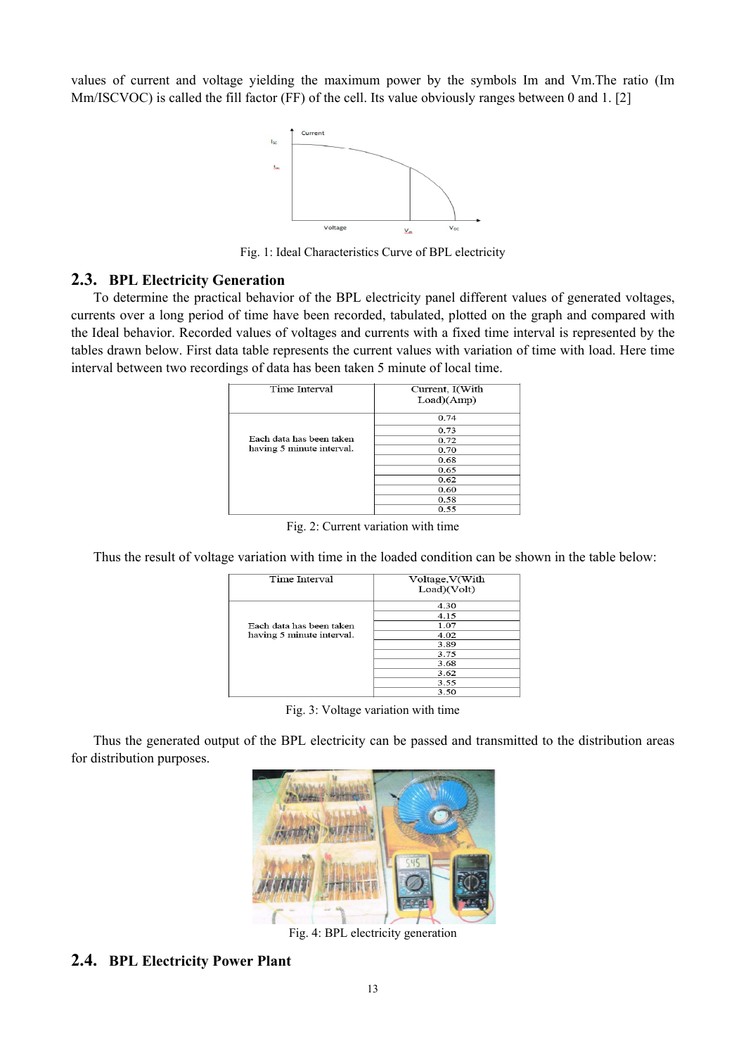values of current and voltage yielding the maximum power by the symbols Im and Vm.The ratio (Im Mm/ISCVOC) is called the fill factor (FF) of the cell. Its value obviously ranges between 0 and 1. [2]

Fig. 1: Ideal Characteristics Curve of BPL electricity

## 2.3. BPL Electricity Generation

To determine the practical behavior of the BPL electricity panel different values of generated voltages, currents over a long period of time have been recorded, tabulated, plotted on the graph and compared with the Ideal behavior. Recorded values of voltages and currents with a fixed time interval is represented by the tables drawn below. First data table represents the current values with variation of time with load. Here time interval between two recordings of data has been taken 5 minute of local time.

| Time Interval | Current, I(With Load)(Amp) |
|---|---|
| Each data has been taken having 5 minute interval. | 0.74 |
| | 0.73 |
| | 0.72 |
| | 0.70 |
| | 0.68 |
| | 0.65 |
| | 0.62 |
| | 0.60 |
| | 0.58 |
| | 0.55 |

Fig. 2: Current variation with time

Thus the result of voltage variation with time in the loaded condition can be shown in the table below:

| Time Interval | Voltage,V(With Load)(Volt) |
|---|---|
| Each data has been taken having 5 minute interval. | 4.30 |
| | 4.15 |
| | 1.07 |
| | 4.02 |
| | 3.89 |
| | 3.75 |
| | 3.68 |
| | 3.62 |
| | 3.55 |
| | 3.50 |

Fig. 3: Voltage variation with time

Thus the generated output of the BPL electricity can be passed and transmitted to the distribution areas for distribution purposes.

Fig. 4: BPL electricity generation

## 2.4. BPL Electricity Power Plant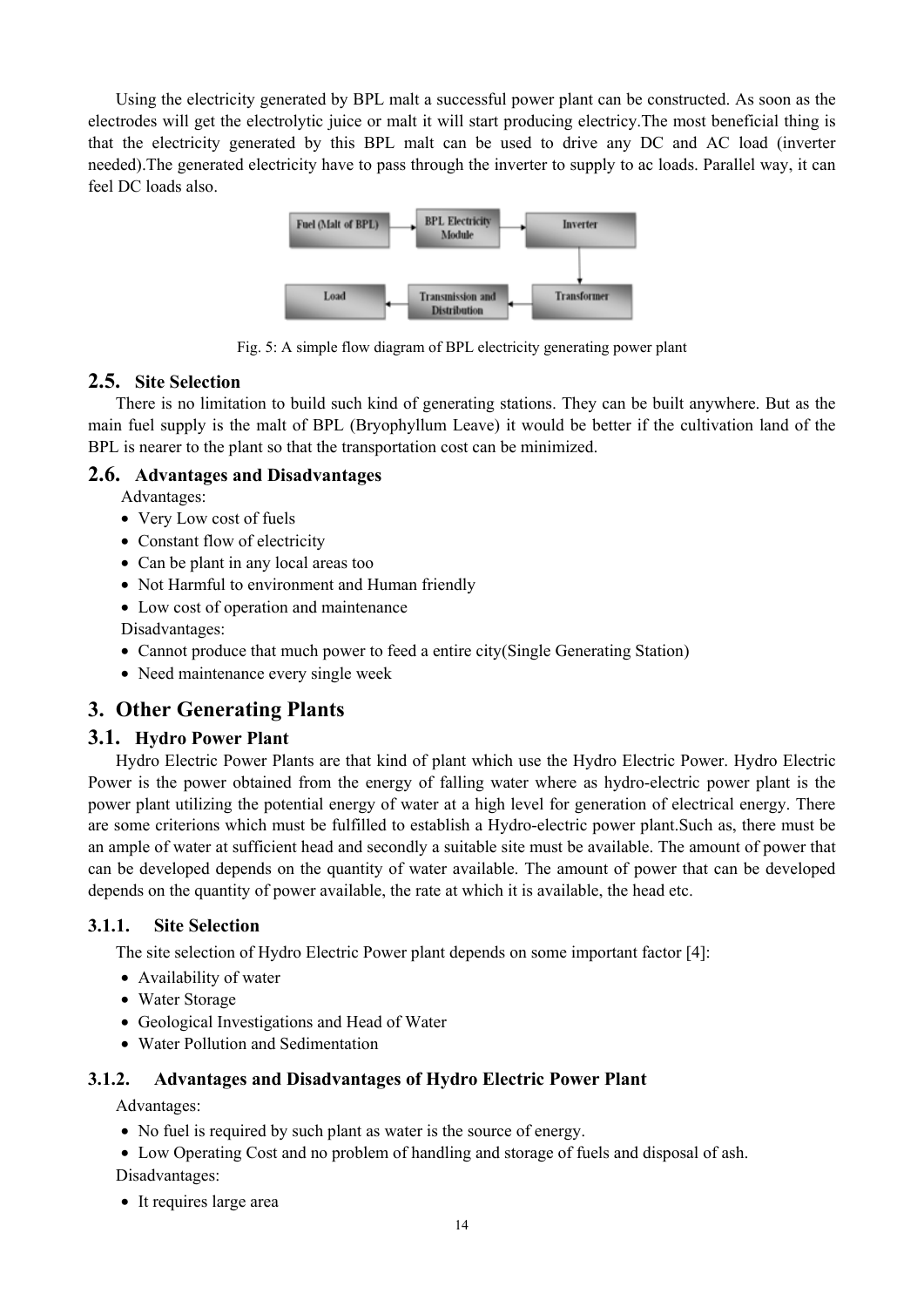Using the electricity generated by BPL malt a successful power plant can be constructed. As soon as the electrodes will get the electrolytic juice or malt it will start producing electricy.The most beneficial thing is that the electricity generated by this BPL malt can be used to drive any DC and AC load (inverter needed).The generated electricity have to pass through the inverter to supply to ac loads. Parallel way, it can feel DC loads also.

Fig. 5: A simple flow diagram of BPL electricity generating power plant

## 2.5. Site Selection

There is no limitation to build such kind of generating stations. They can be built anywhere. But as the main fuel supply is the malt of BPL (Bryophyllum Leave) it would be better if the cultivation land of the BPL is nearer to the plant so that the transportation cost can be minimized.

## 2.6. Advantages and Disadvantages

Advantages:

- Very Low cost of fuels
- Constant flow of electricity
- Can be plant in any local areas too
- Not Harmful to environment and Human friendly
- Low cost of operation and maintenance

Disadvantages:

- Cannot produce that much power to feed a entire city(Single Generating Station)
- Need maintenance every single week

# 3. Other Generating Plants

## 3.1. Hydro Power Plant

Hydro Electric Power Plants are that kind of plant which use the Hydro Electric Power. Hydro Electric Power is the power obtained from the energy of falling water where as hydro-electric power plant is the power plant utilizing the potential energy of water at a high level for generation of electrical energy. There are some criterions which must be fulfilled to establish a Hydro-electric power plant.Such as, there must be an ample of water at sufficient head and secondly a suitable site must be available. The amount of power that can be developed depends on the quantity of water available. The amount of power that can be developed depends on the quantity of power available, the rate at which it is available, the head etc.

### 3.1.1. Site Selection

The site selection of Hydro Electric Power plant depends on some important factor [4]:

- Availability of water
- Water Storage
- Geological Investigations and Head of Water
- Water Pollution and Sedimentation

### 3.1.2. Advantages and Disadvantages of Hydro Electric Power Plant

Advantages:

- No fuel is required by such plant as water is the source of energy.
- Low Operating Cost and no problem of handling and storage of fuels and disposal of ash.

Disadvantages:

- It requires large area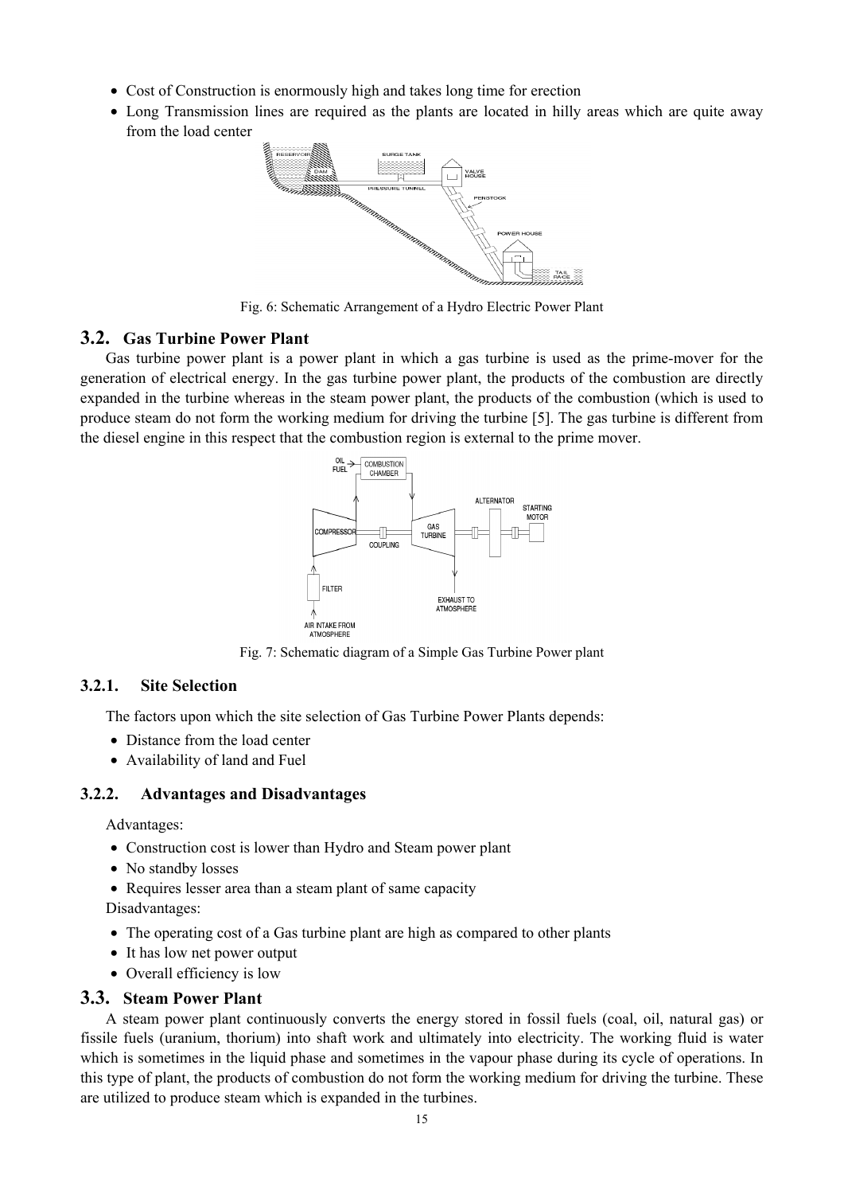- Cost of Construction is enormously high and takes long time for erection
- Long Transmission lines are required as the plants are located in hilly areas which are quite away from the load center

Fig. 6: Schematic Arrangement of a Hydro Electric Power Plant

## 3.2. Gas Turbine Power Plant

Gas turbine power plant is a power plant in which a gas turbine is used as the prime-mover for the generation of electrical energy. In the gas turbine power plant, the products of the combustion are directly expanded in the turbine whereas in the steam power plant, the products of the combustion (which is used to produce steam do not form the working medium for driving the turbine [5]. The gas turbine is different from the diesel engine in this respect that the combustion region is external to the prime mover.

Fig. 7: Schematic diagram of a Simple Gas Turbine Power plant

### 3.2.1. Site Selection

The factors upon which the site selection of Gas Turbine Power Plants depends:

- Distance from the load center
- Availability of land and Fuel

### 3.2.2. Advantages and Disadvantages

Advantages:

- Construction cost is lower than Hydro and Steam power plant
- No standby losses
- Requires lesser area than a steam plant of same capacity

Disadvantages:

- The operating cost of a Gas turbine plant are high as compared to other plants
- It has low net power output
- Overall efficiency is low

## 3.3. Steam Power Plant

A steam power plant continuously converts the energy stored in fossil fuels (coal, oil, natural gas) or fissile fuels (uranium, thorium) into shaft work and ultimately into electricity. The working fluid is water which is sometimes in the liquid phase and sometimes in the vapour phase during its cycle of operations. In this type of plant, the products of combustion do not form the working medium for driving the turbine. These are utilized to produce steam which is expanded in the turbines.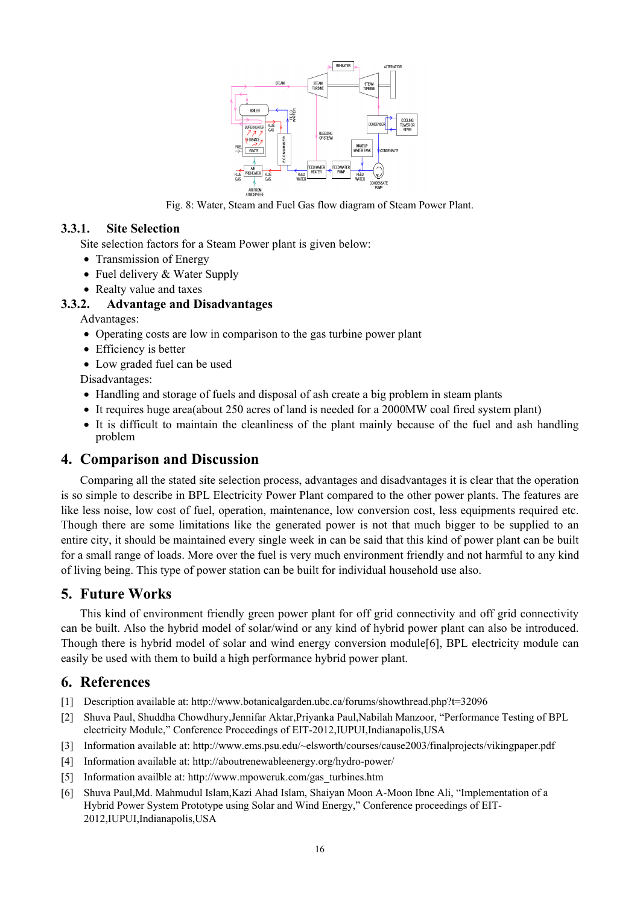REHEATER

ALTERNATOR

STEAM

STEAM TURBINE

STEAM TURBINE

BOILER

FEED WATER

CONDENSER

COOLING TOWER OR RIVER

SUPERHEATER

FLUE GAS

FURNACE

BLEEDING OF STEAM

FUEL

GRATE

ECONOMISER

MAKEUP WATER TANK

CONDENSATE

FEED WATER HEATER

FEED WATER PUMP

FLUE GAS

AIR PREHEATER

FLUE GAS

FEED WATER

FEED WATER

CONDENSATE PUMP

AIR FROM ATMOSPHERE

Fig. 8: Water, Steam and Fuel Gas flow diagram of Steam Power Plant.

### 3.3.1. Site Selection

Site selection factors for a Steam Power plant is given below:

- Transmission of Energy
- Fuel delivery & Water Supply
- Realty value and taxes

### 3.3.2. Advantage and Disadvantages

Advantages:

- Operating costs are low in comparison to the gas turbine power plant
- Efficiency is better
- Low graded fuel can be used

Disadvantages:

- Handling and storage of fuels and disposal of ash create a big problem in steam plants
- It requires huge area(about 250 acres of land is needed for a 2000MW coal fired system plant)
- It is difficult to maintain the cleanliness of the plant mainly because of the fuel and ash handling problem

## 4. Comparison and Discussion

Comparing all the stated site selection process, advantages and disadvantages it is clear that the operation is so simple to describe in BPL Electricity Power Plant compared to the other power plants. The features are like less noise, low cost of fuel, operation, maintenance, low conversion cost, less equipments required etc. Though there are some limitations like the generated power is not that much bigger to be supplied to an entire city, it should be maintained every single week in can be said that this kind of power plant can be built for a small range of loads. More over the fuel is very much environment friendly and not harmful to any kind of living being. This type of power station can be built for individual household use also.

## 5. Future Works

This kind of environment friendly green power plant for off grid connectivity and off grid connectivity can be built. Also the hybrid model of solar/wind or any kind of hybrid power plant can also be introduced. Though there is hybrid model of solar and wind energy conversion module[6], BPL electricity module can easily be used with them to build a high performance hybrid power plant.

## 6. References

[1] Description available at: http://www.botanicalgarden.ubc.ca/forums/showthread.php?t=32096

[2] Shuva Paul, Shuddha Chowdhury,Jennifar Aktar,Priyanka Paul,Nabilah Manzoor, "Performance Testing of BPL electricity Module," Conference Proceedings of EIT-2012,IUPUI,Indianapolis,USA

[3] Information available at: http://www.ems.psu.edu/~elsworth/courses/cause2003/finalprojects/vikingpaper.pdf

[4] Information available at: http://aboutrenewableenergy.org/hydro-power/

[5] Information availble at: http://www.mpoweruk.com/gas_turbines.htm

[6] Shuva Paul,Md. Mahmudul Islam,Kazi Ahad Islam, Shaiyan Moon A-Moon Ibne Ali, "Implementation of a Hybrid Power System Prototype using Solar and Wind Energy," Conference proceedings of EIT-2012,IUPUI,Indianapolis,USA